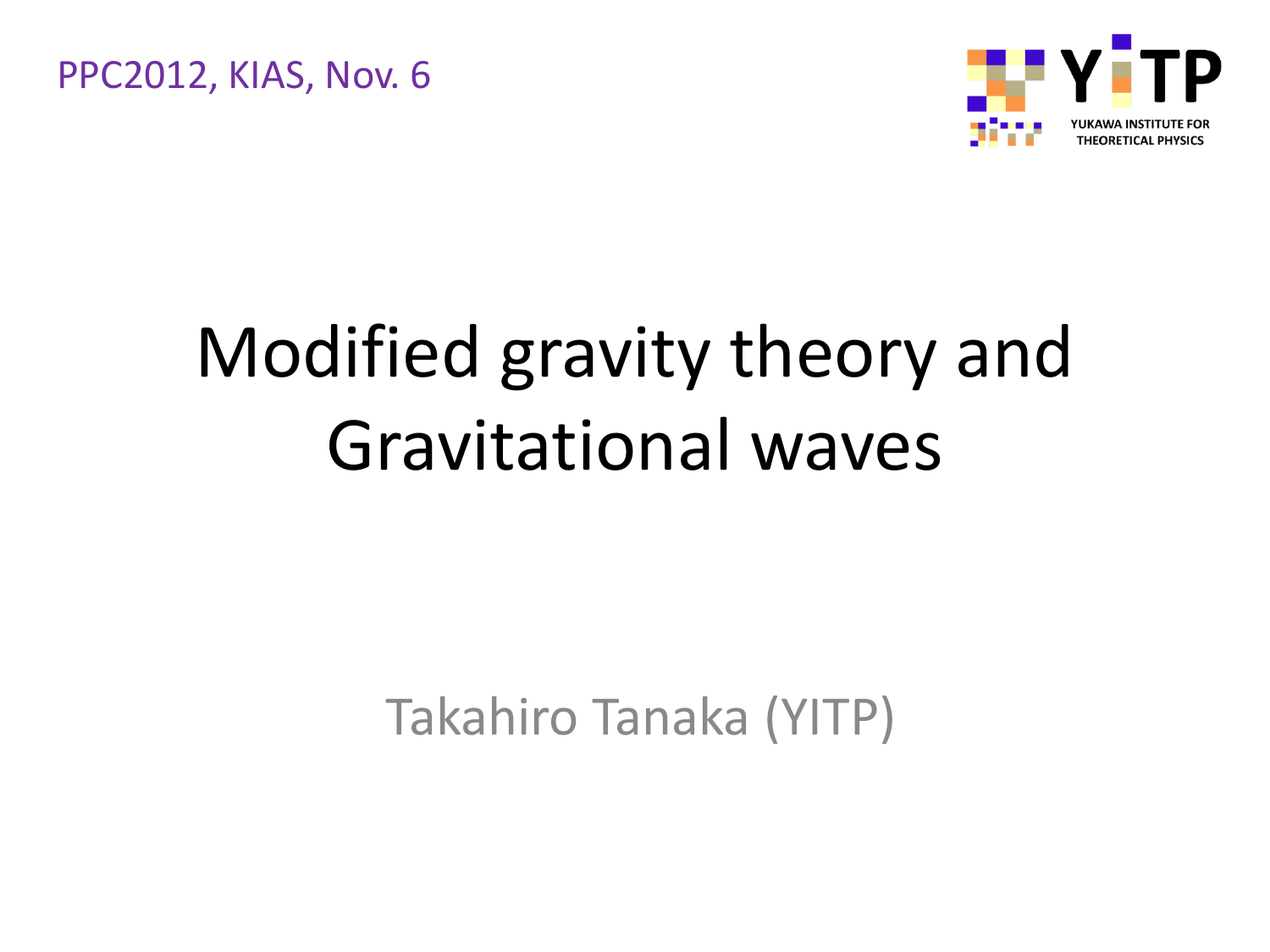PPC2012, KIAS, Nov. 6

YITP
YUKAWA INSTITUTE FOR THEORETICAL PHYSICS

# Modified gravity theory and Gravitational waves

Takahiro Tanaka (YITP)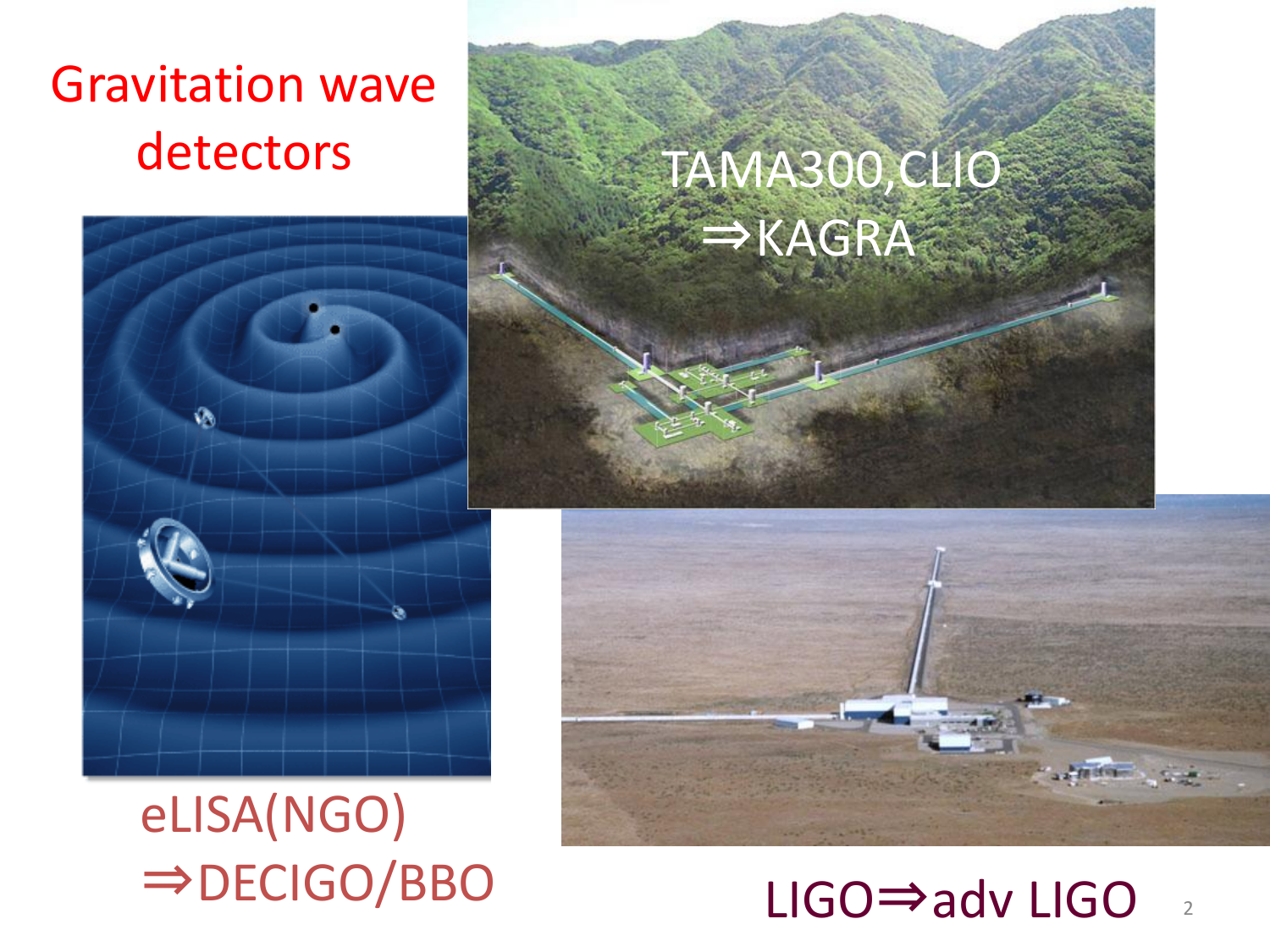# Gravitation wave detectors

TAMA300,CLIO
⇒KAGRA

eLISA(NGO)
⇒DECIGO/BBO

LIGO⇒adv LIGO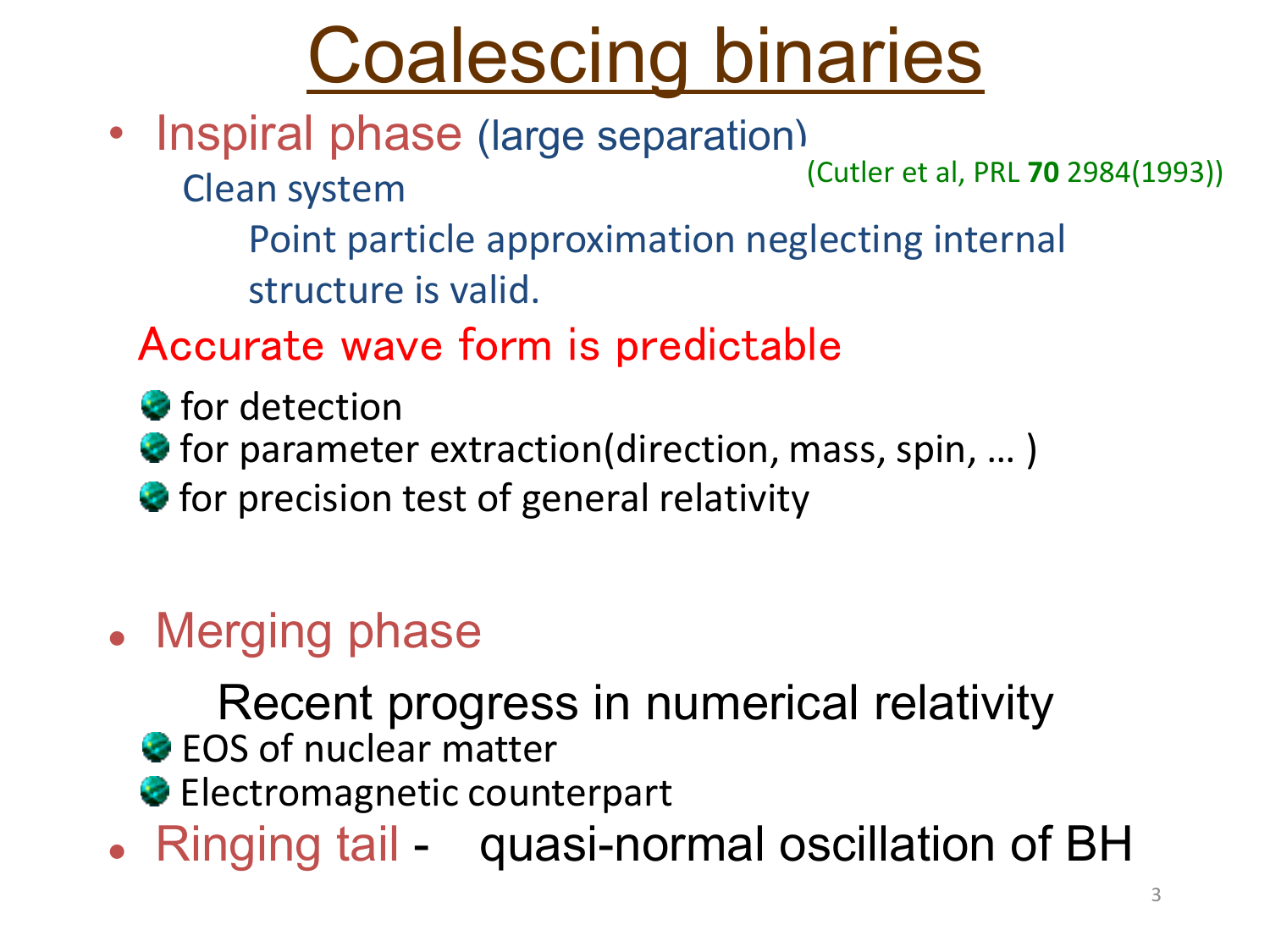# Coalescing binaries

- Inspiral phase (large separation)

  Clean system (Cutler et al, PRL **70** 2984(1993))

  Point particle approximation neglecting internal structure is valid.

  Accurate wave form is predictable

  - for detection
  - for parameter extraction(direction, mass, spin, … )
  - for precision test of general relativity

- Merging phase

  Recent progress in numerical relativity

  - EOS of nuclear matter
  - Electromagnetic counterpart

- Ringing tail - quasi-normal oscillation of BH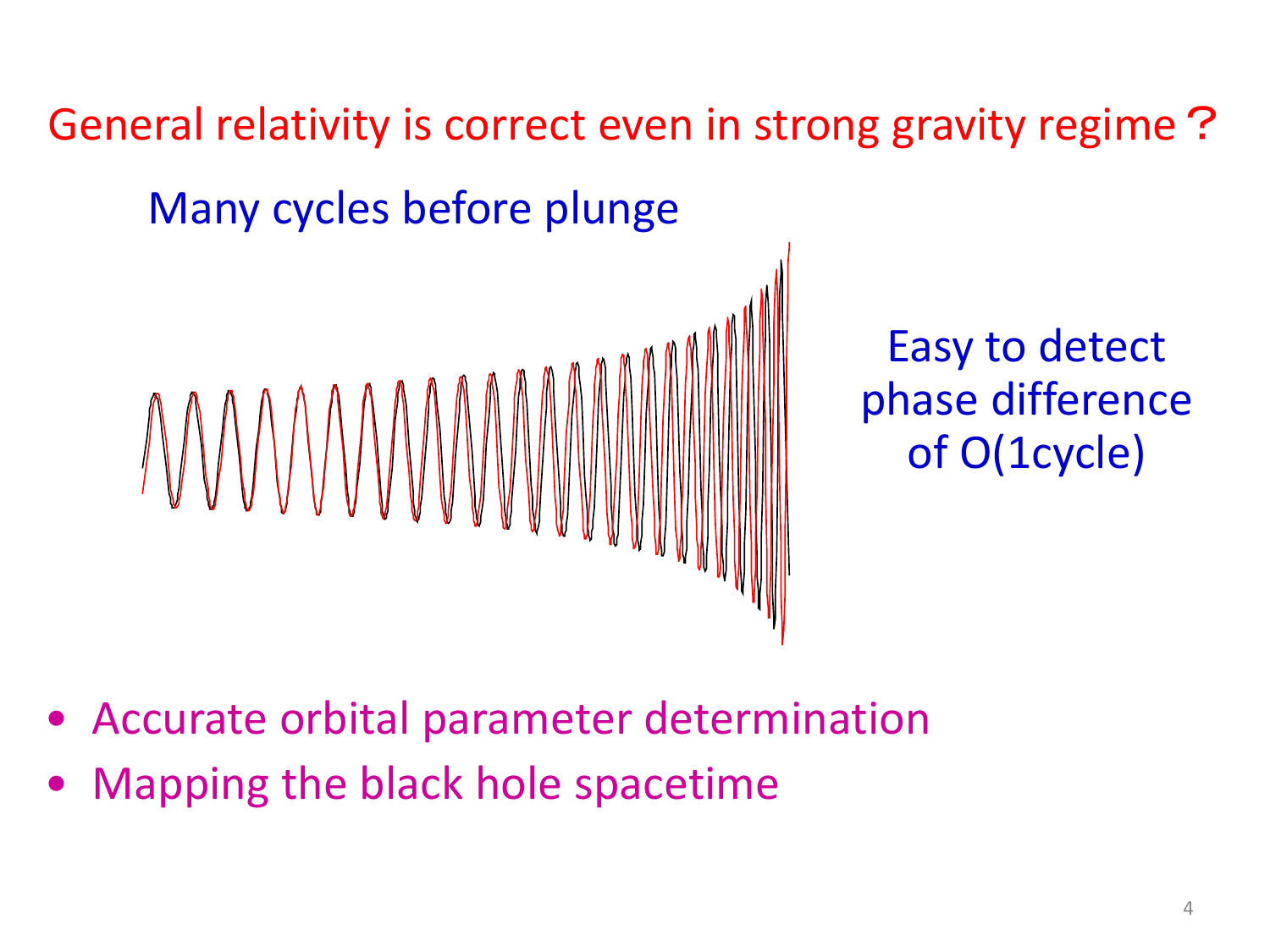# General relativity is correct even in strong gravity regime？

Many cycles before plunge

Easy to detect phase difference of O(1cycle)

- Accurate orbital parameter determination
- Mapping the black hole spacetime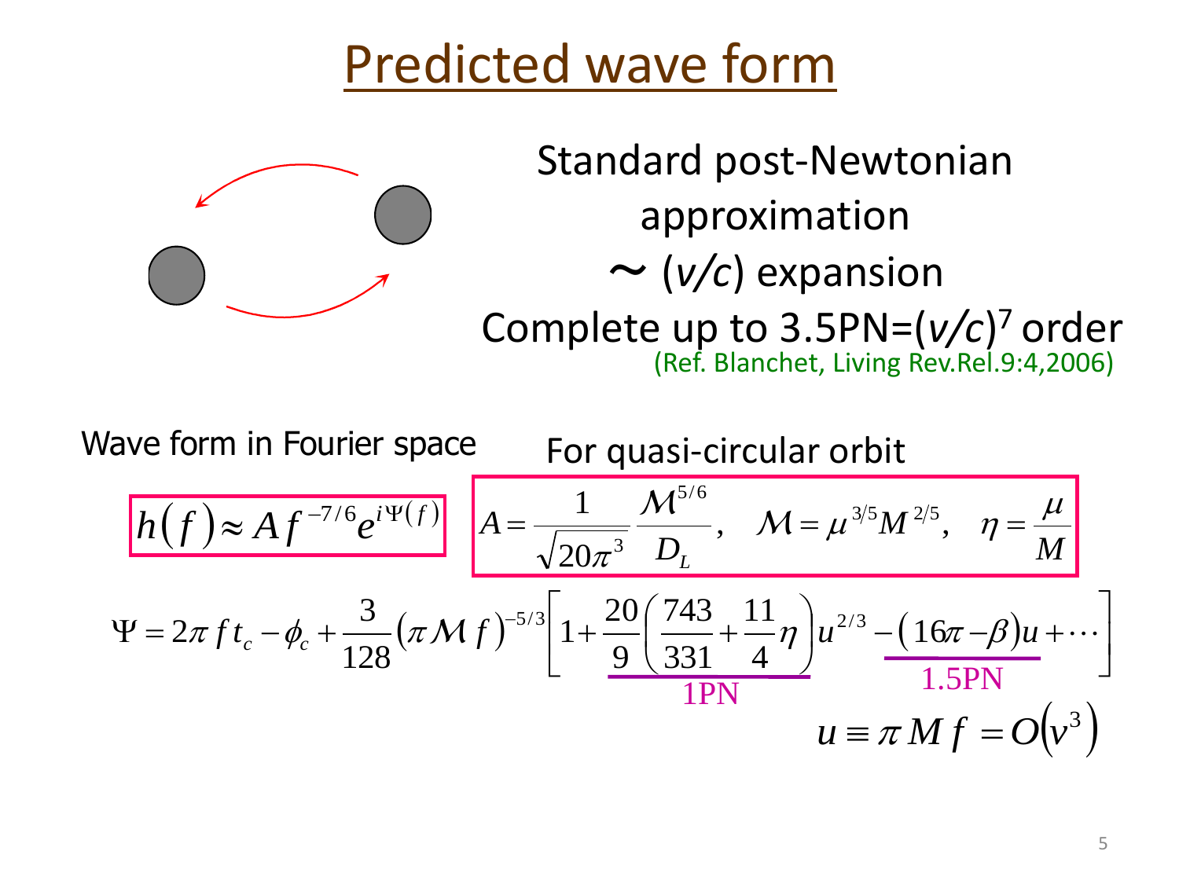# Predicted wave form

Standard post-Newtonian approximation

$\sim$ ($v/c$) expansion

Complete up to 3.5PN=$(v/c)^7$ order

(Ref. Blanchet, Living Rev.Rel.9:4,2006)

Wave form in Fourier space

$$h(f) \approx A f^{-7/6} e^{i\Psi(f)}$$

For quasi-circular orbit

$$A = \frac{1}{\sqrt{20\pi^3}} \frac{\mathcal{M}^{5/6}}{D_L}, \quad \mathcal{M} = \mu^{3/5} M^{2/5}, \quad \eta = \frac{\mu}{M}$$

$$\Psi = 2\pi f t_c - \phi_c + \frac{3}{128}(\pi \mathcal{M} f)^{-5/3}\left[1 + \underbrace{\frac{20}{9}\left(\frac{743}{331} + \frac{11}{4}\eta\right)u^{2/3}}_{\text{1PN}} \underbrace{-(16\pi - \beta)u}_{\text{1.5PN}} + \cdots\right]$$

$$u \equiv \pi M f = O(v^3)$$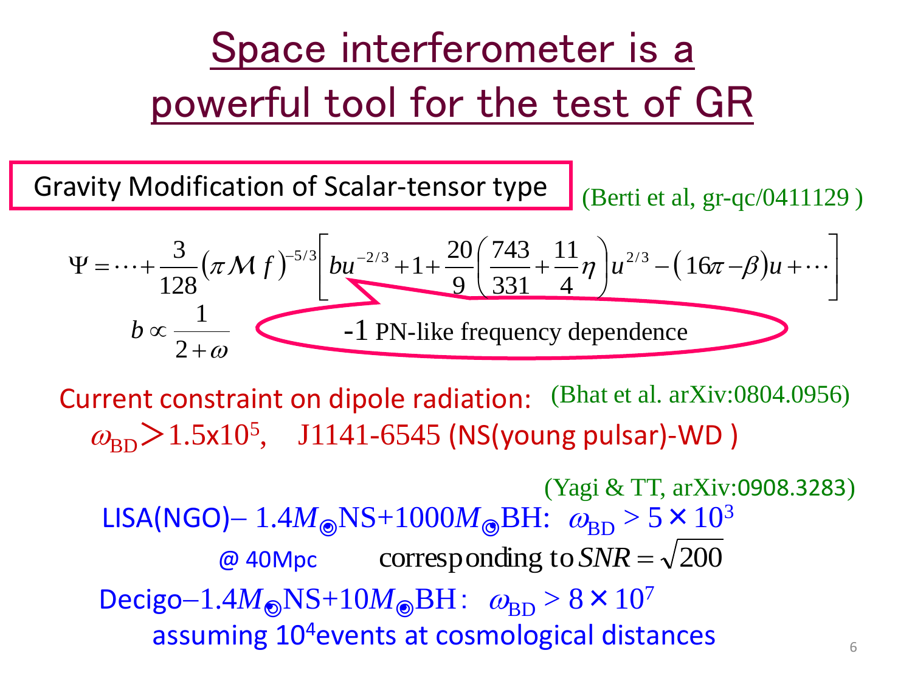# Space interferometer is a powerful tool for the test of GR

**Gravity Modification of Scalar-tensor type** (Berti et al, gr-qc/0411129 )

$$\Psi = \cdots + \frac{3}{128}\left(\pi \mathcal{M} f\right)^{-5/3}\left[ b u^{-2/3} + 1 + \frac{20}{9}\left(\frac{743}{331} + \frac{11}{4}\eta\right) u^{2/3} - \left(16\pi - \beta\right) u + \cdots \right]$$

$$b \propto \frac{1}{2+\omega}$$

-1 PN-like frequency dependence

Current constraint on dipole radiation: (Bhat et al. arXiv:0804.0956)

$\omega_{\rm BD} > 1.5\times10^5$, J1141-6545 (NS(young pulsar)-WD )

(Yagi & TT, arXiv:0908.3283)

LISA(NGO)– $1.4M_\odot$NS+$1000M_\odot$BH: $\omega_{\rm BD} > 5\times10^3$

@ 40Mpc corresponding to $SNR = \sqrt{200}$

Decigo–$1.4M_\odot$NS+$10M_\odot$BH: $\omega_{\rm BD} > 8\times10^7$

assuming $10^4$events at cosmological distances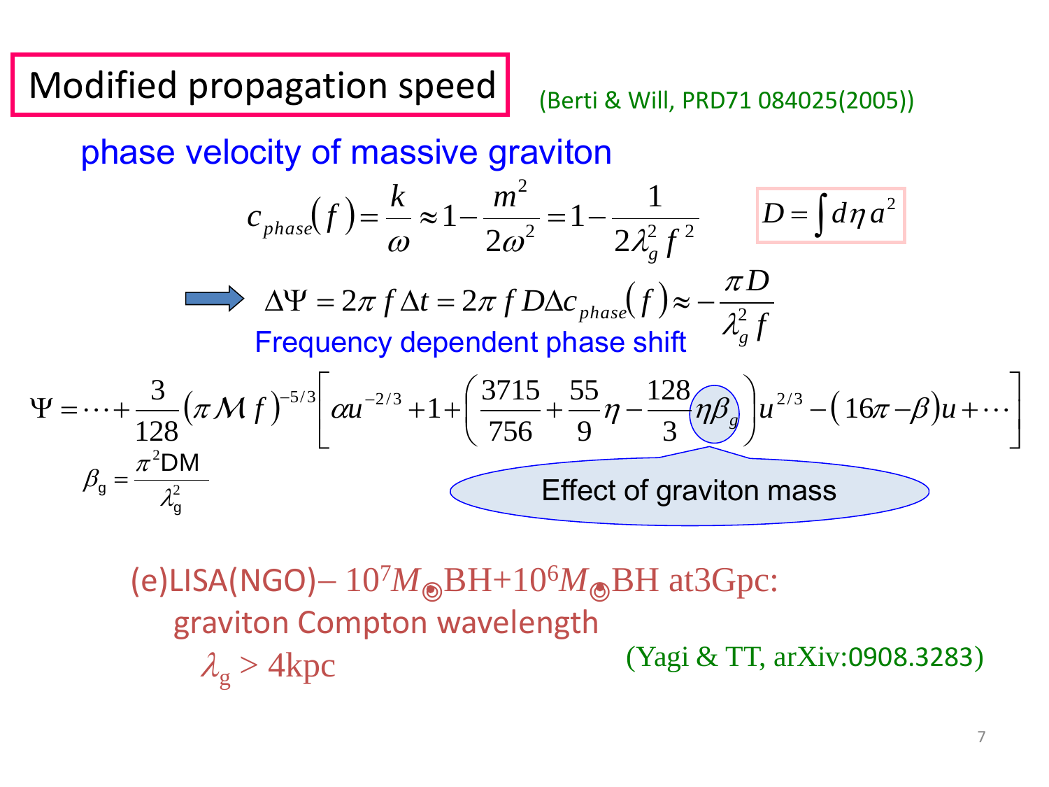## Modified propagation speed

(Berti & Will, PRD71 084025(2005))

phase velocity of massive graviton

$$c_{phase}(f) = \frac{k}{\omega} \approx 1 - \frac{m^2}{2\omega^2} = 1 - \frac{1}{2\lambda_g^2 f^2} \qquad D = \int d\eta\, a^2$$

$$\Rightarrow \quad \Delta\Psi = 2\pi f \Delta t = 2\pi f D \Delta c_{phase}(f) \approx -\frac{\pi D}{\lambda_g^2 f}$$

Frequency dependent phase shift

$$\Psi = \cdots + \frac{3}{128}(\pi \mathcal{M} f)^{-5/3}\left[\alpha u^{-2/3} + 1 + \left(\frac{3715}{756} + \frac{55}{9}\eta - \frac{128}{3}\eta\beta_g\right)u^{2/3} - (16\pi - \beta)u + \cdots\right]$$

$$\beta_g = \frac{\pi^2 \mathrm{DM}}{\lambda_g^2}$$

Effect of graviton mass

(e)LISA(NGO)– $10^7 M_\odot$BH+$10^6 M_\odot$BH at3Gpc:
graviton Compton wavelength
$\lambda_g > 4\mathrm{kpc}$

(Yagi & TT, arXiv:0908.3283)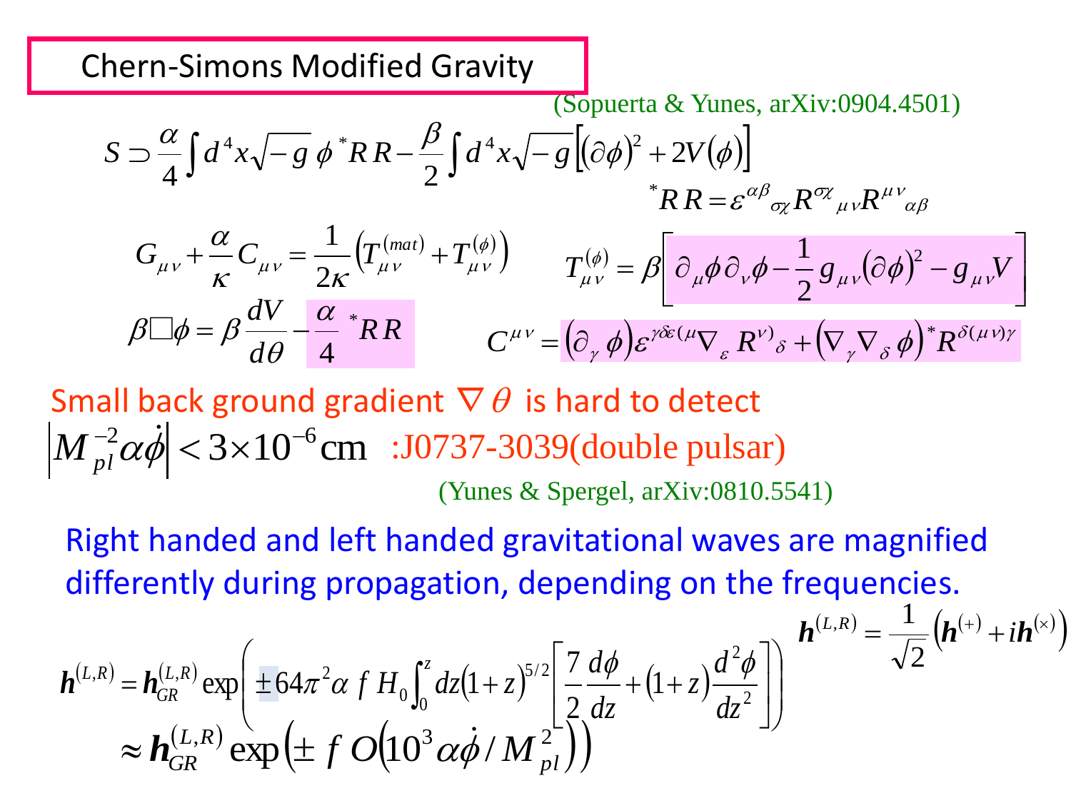# Chern-Simons Modified Gravity

(Sopuerta & Yunes, arXiv:0904.4501)

$$S \supset \frac{\alpha}{4}\int d^4x\sqrt{-g}\,\phi\,{}^*RR - \frac{\beta}{2}\int d^4x\sqrt{-g}\left[(\partial\phi)^2 + 2V(\phi)\right]$$

$${}^*RR = \varepsilon^{\alpha\beta}{}_{\sigma\chi}R^{\sigma\chi}{}_{\mu\nu}R^{\mu\nu}{}_{\alpha\beta}$$

$$G_{\mu\nu} + \frac{\alpha}{\kappa}C_{\mu\nu} = \frac{1}{2\kappa}\left(T^{(mat)}_{\mu\nu} + T^{(\phi)}_{\mu\nu}\right) \qquad T^{(\phi)}_{\mu\nu} = \beta\left[\partial_\mu\phi\,\partial_\nu\phi - \frac{1}{2}g_{\mu\nu}(\partial\phi)^2 - g_{\mu\nu}V\right]$$

$$\beta\Box\phi = \beta\frac{dV}{d\theta} - \frac{\alpha}{4}\,{}^*RR \qquad C^{\mu\nu} = (\partial_\gamma\phi)\varepsilon^{\gamma\delta\varepsilon(\mu}\nabla_\varepsilon R^{\nu)}{}_\delta + (\nabla_\gamma\nabla_\delta\phi)\,{}^*R^{\delta(\mu\nu)\gamma}$$

Small back ground gradient $\nabla\theta$ is hard to detect

$$\left|M_{pl}^{-2}\alpha\dot{\phi}\right| < 3\times10^{-6}\,\mathrm{cm} \quad \text{:J0737-3039(double pulsar)}$$

(Yunes & Spergel, arXiv:0810.5541)

Right handed and left handed gravitational waves are magnified differently during propagation, depending on the frequencies.

$$\boldsymbol{h}^{(L,R)} = \frac{1}{\sqrt{2}}\left(\boldsymbol{h}^{(+)} + i\boldsymbol{h}^{(\times)}\right)$$

$$\boldsymbol{h}^{(L,R)} = \boldsymbol{h}^{(L,R)}_{GR}\exp\left(\pm 64\pi^2\alpha\, f\, H_0\int_0^z dz(1+z)^{5/2}\left[\frac{7}{2}\frac{d\phi}{dz} + (1+z)\frac{d^2\phi}{dz^2}\right]\right)$$

$$\approx \boldsymbol{h}^{(L,R)}_{GR}\exp\left(\pm f\, O\left(10^3\alpha\dot{\phi}/M_{pl}^2\right)\right)$$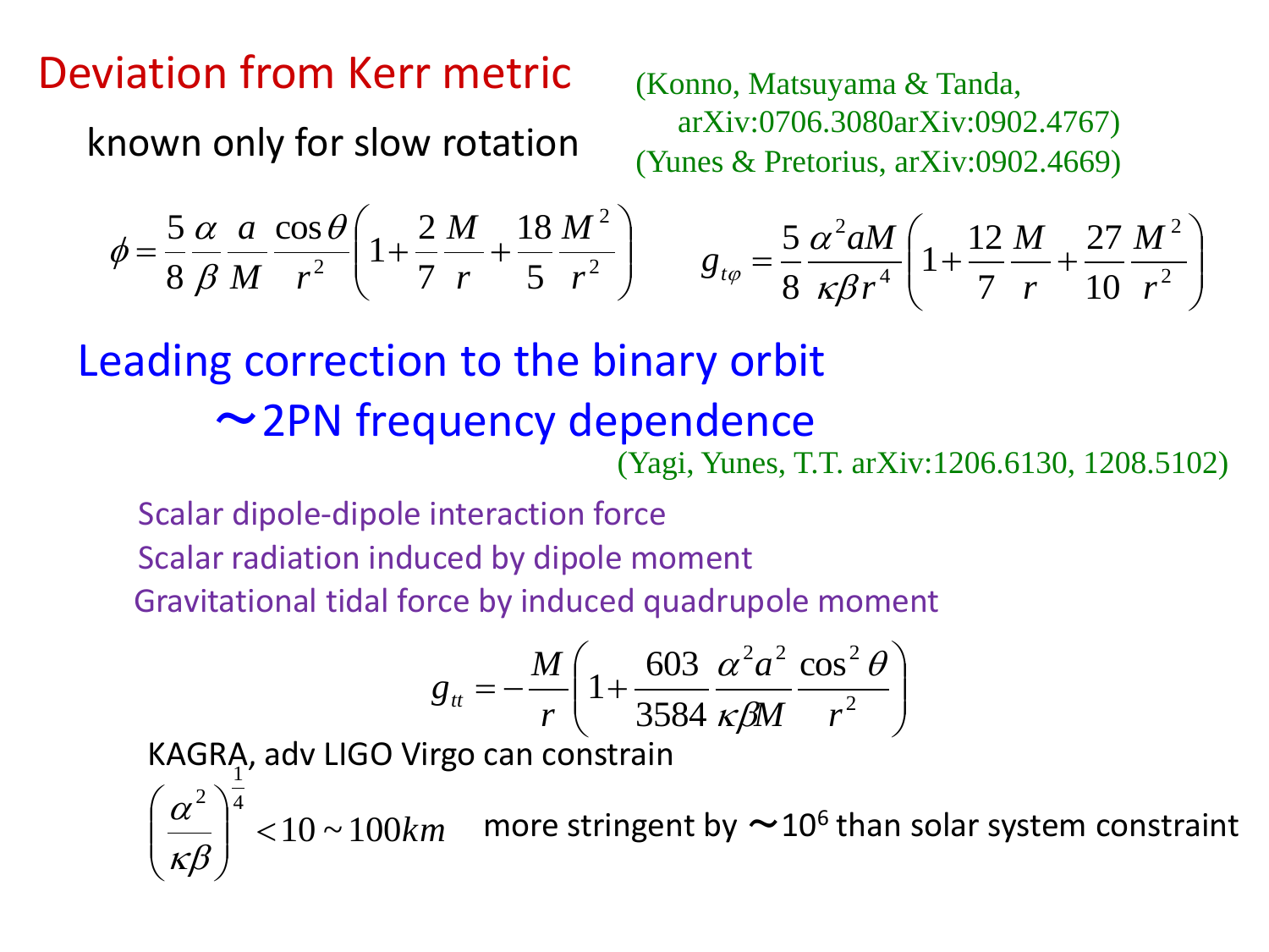# Deviation from Kerr metric

known only for slow rotation

(Konno, Matsuyama & Tanda, arXiv:0706.3080arXiv:0902.4767)
(Yunes & Pretorius, arXiv:0902.4669)

$$\phi = \frac{5}{8}\frac{\alpha}{\beta}\frac{a}{M}\frac{\cos\theta}{r^2}\left(1+\frac{2}{7}\frac{M}{r}+\frac{18}{5}\frac{M^2}{r^2}\right) \qquad g_{t\varphi} = \frac{5}{8}\frac{\alpha^2 aM}{\kappa\beta r^4}\left(1+\frac{12}{7}\frac{M}{r}+\frac{27}{10}\frac{M^2}{r^2}\right)$$

## Leading correction to the binary orbit

## ～2PN frequency dependence

(Yagi, Yunes, T.T. arXiv:1206.6130, 1208.5102)

Scalar dipole-dipole interaction force

Scalar radiation induced by dipole moment

Gravitational tidal force by induced quadrupole moment

$$g_{tt} = -\frac{M}{r}\left(1+\frac{603}{3584}\frac{\alpha^2 a^2}{\kappa\beta M}\frac{\cos^2\theta}{r^2}\right)$$

KAGRA, adv LIGO Virgo can constrain

$$\left(\frac{\alpha^2}{\kappa\beta}\right)^{\frac{1}{4}} < 10 \sim 100km$$

more stringent by ～$10^6$ than solar system constraint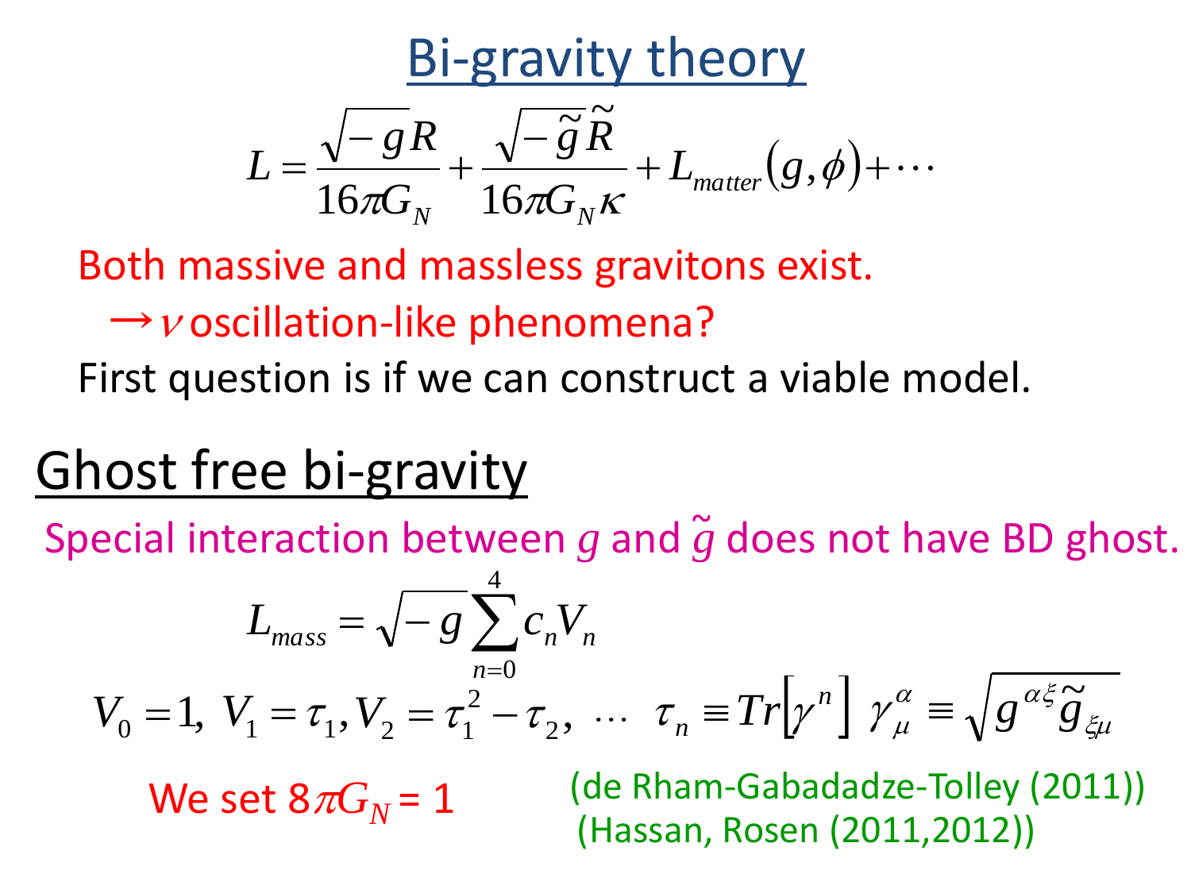# Bi-gravity theory

$$L = \frac{\sqrt{-g}R}{16\pi G_N} + \frac{\sqrt{-\tilde{g}}\tilde{R}}{16\pi G_N \kappa} + L_{matter}(g, \phi) + \cdots$$

Both massive and massless gravitons exist.

$\rightarrow \nu$ oscillation-like phenomena?

First question is if we can construct a viable model.

## Ghost free bi-gravity

Special interaction between $g$ and $\tilde{g}$ does not have BD ghost.

$$L_{mass} = \sqrt{-g}\sum_{n=0}^{4} c_n V_n$$

$$V_0 = 1,\ V_1 = \tau_1, V_2 = \tau_1^2 - \tau_2,\ \cdots\ \ \tau_n \equiv Tr\left[\gamma^n\right]\ \gamma^\alpha_\mu \equiv \sqrt{g^{\alpha\xi}\tilde{g}_{\xi\mu}}$$

We set $8\pi G_N = 1$

(de Rham-Gabadadze-Tolley (2011))
(Hassan, Rosen (2011,2012))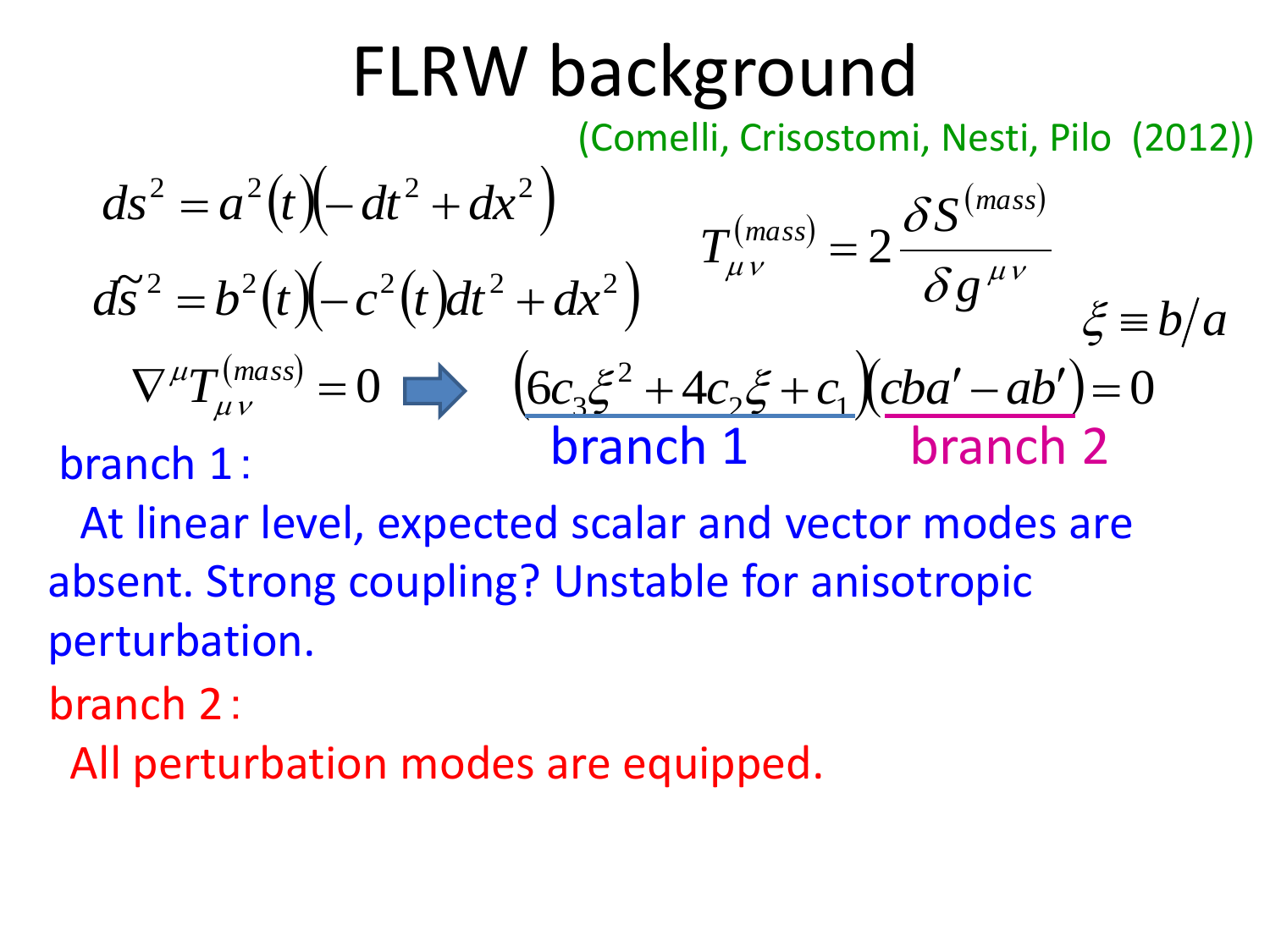# FLRW background

(Comelli, Crisostomi, Nesti, Pilo (2012))

$$ds^2 = a^2(t)\left(-dt^2 + dx^2\right)$$

$$d\tilde{s}^2 = b^2(t)\left(-c^2(t)dt^2 + dx^2\right)$$

$$T_{\mu\nu}^{(mass)} = 2\frac{\delta S^{(mass)}}{\delta g^{\mu\nu}}$$

$$\xi \equiv b/a$$

$$\nabla^\mu T_{\mu\nu}^{(mass)} = 0 \Rightarrow \underbrace{\left(6c_3\xi^2 + 4c_2\xi + c_1\right)}_{\text{branch 1}}\underbrace{\left(cba' - ab'\right)}_{\text{branch 2}} = 0$$

branch 1 :

At linear level, expected scalar and vector modes are absent. Strong coupling? Unstable for anisotropic perturbation.

branch 2 :

All perturbation modes are equipped.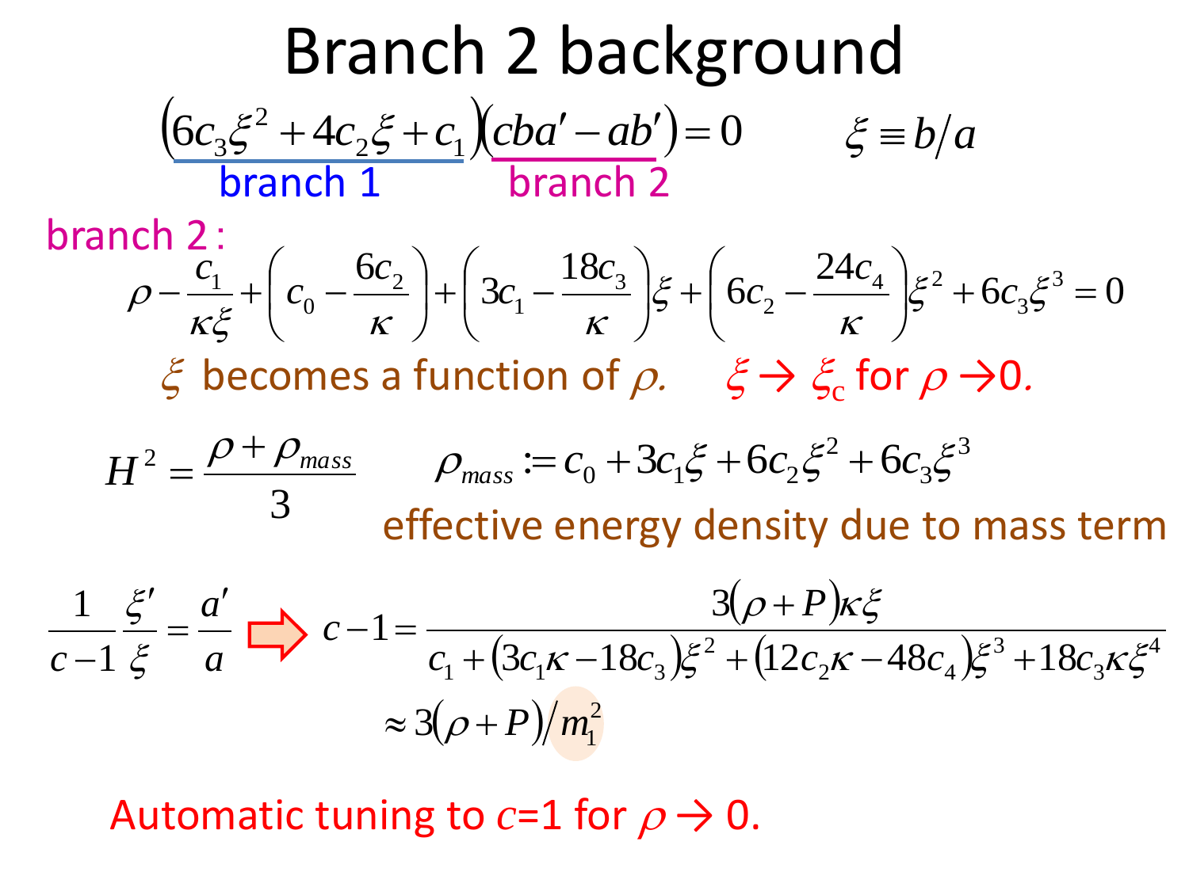# Branch 2 background

$$\underbrace{\left(6c_3\xi^2+4c_2\xi+c_1\right)}_{\text{branch 1}}\underbrace{\left(cba'-ab'\right)}_{\text{branch 2}}=0 \qquad \xi\equiv b/a$$

branch 2 :

$$\rho-\frac{c_1}{\kappa\xi}+\left(c_0-\frac{6c_2}{\kappa}\right)+\left(3c_1-\frac{18c_3}{\kappa}\right)\xi+\left(6c_2-\frac{24c_4}{\kappa}\right)\xi^2+6c_3\xi^3=0$$

$\xi$ becomes a function of $\rho$. $\xi\to\xi_c$ for $\rho\to 0$.

$$H^2=\frac{\rho+\rho_{mass}}{3} \qquad \rho_{mass}:=c_0+3c_1\xi+6c_2\xi^2+6c_3\xi^3$$

effective energy density due to mass term

$$\frac{1}{c-1}\frac{\xi'}{\xi}=\frac{a'}{a} \Rightarrow c-1=\frac{3(\rho+P)\kappa\xi}{c_1+(3c_1\kappa-18c_3)\xi^2+(12c_2\kappa-48c_4)\xi^3+18c_3\kappa\xi^4}$$

$$\approx 3(\rho+P)/m_1^2$$

Automatic tuning to $c$=1 for $\rho\to 0$.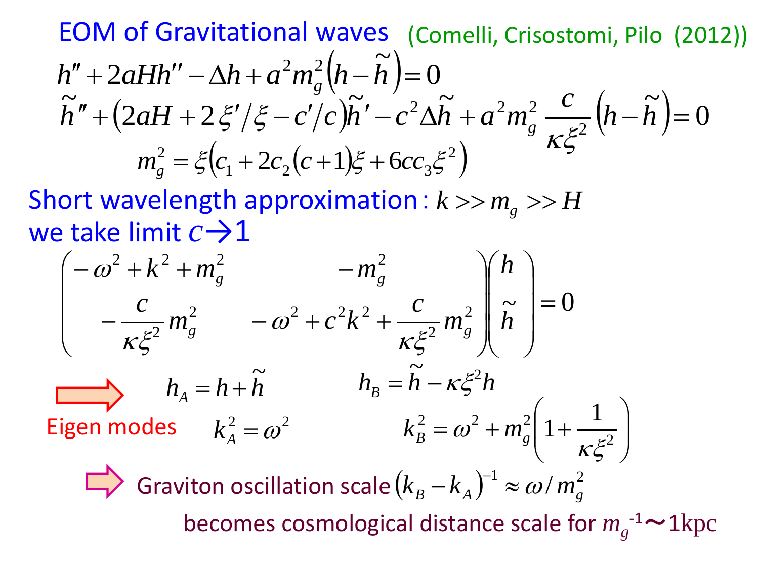## EOM of Gravitational waves (Comelli, Crisostomi, Pilo (2012))

$$h'' + 2aHh'' - \Delta h + a^2 m_g^2 \left(h - \tilde{h}\right) = 0$$

$$\tilde{h}'' + \left(2aH + 2\xi'/\xi - c'/c\right)\tilde{h}' - c^2 \Delta \tilde{h} + a^2 m_g^2 \frac{c}{\kappa \xi^2}\left(h - \tilde{h}\right) = 0$$

$$m_g^2 = \xi\left(c_1 + 2c_2(c+1)\xi + 6cc_3\xi^2\right)$$

**Short wavelength approximation**: $k >> m_g >> H$

we take limit $c \to 1$

$$\begin{pmatrix} -\omega^2 + k^2 + m_g^2 & -m_g^2 \\ -\frac{c}{\kappa \xi^2} m_g^2 & -\omega^2 + c^2 k^2 + \frac{c}{\kappa \xi^2} m_g^2 \end{pmatrix} \begin{pmatrix} h \\ \tilde{h} \end{pmatrix} = 0$$

⇒ **Eigen modes**

$$h_A = h + \tilde{h} \qquad h_B = \tilde{h} - \kappa \xi^2 h$$

$$k_A^2 = \omega^2 \qquad k_B^2 = \omega^2 + m_g^2 \left(1 + \frac{1}{\kappa \xi^2}\right)$$

⇒ Graviton oscillation scale $\left(k_B - k_A\right)^{-1} \approx \omega / m_g^2$

becomes cosmological distance scale for $m_g^{-1} \sim 1\mathrm{kpc}$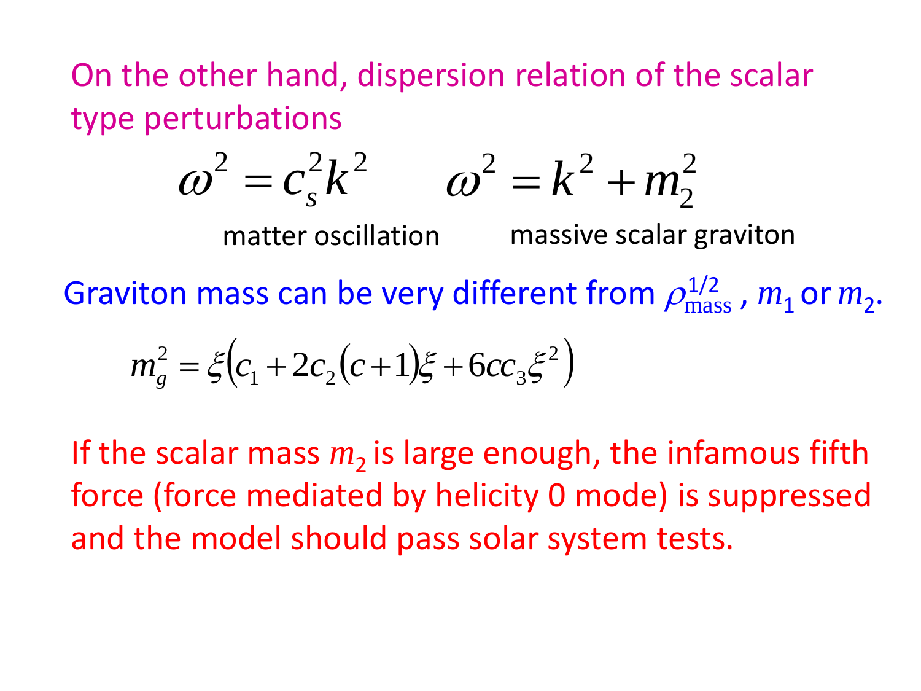On the other hand, dispersion relation of the scalar type perturbations

$$\omega^2 = c_s^2 k^2 \qquad \omega^2 = k^2 + m_2^2$$

matter oscillation &nbsp;&nbsp;&nbsp;&nbsp;&nbsp;&nbsp;&nbsp;&nbsp; massive scalar graviton

Graviton mass can be very different from $\rho_{\mathrm{mass}}^{1/2}$, $m_1$ or $m_2$.

$$m_g^2 = \xi\left(c_1 + 2c_2(c+1)\xi + 6cc_3\xi^2\right)$$

If the scalar mass $m_2$ is large enough, the infamous fifth force (force mediated by helicity 0 mode) is suppressed and the model should pass solar system tests.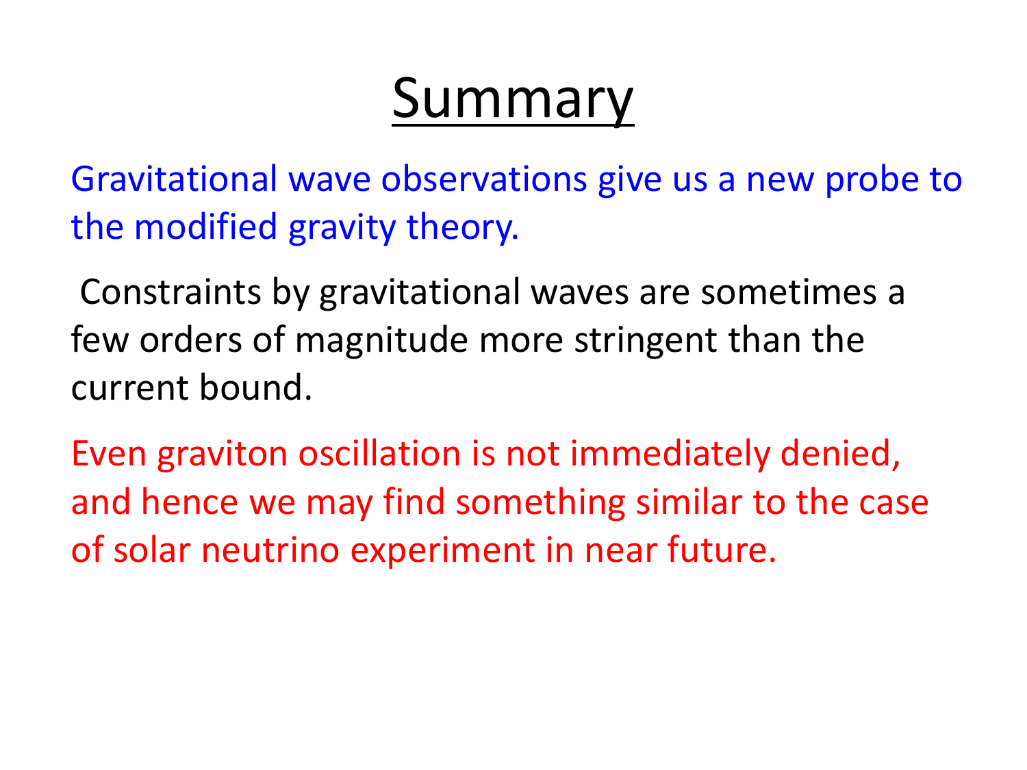# Summary

Gravitational wave observations give us a new probe to the modified gravity theory.

Constraints by gravitational waves are sometimes a few orders of magnitude more stringent than the current bound.

Even graviton oscillation is not immediately denied, and hence we may find something similar to the case of solar neutrino experiment in near future.